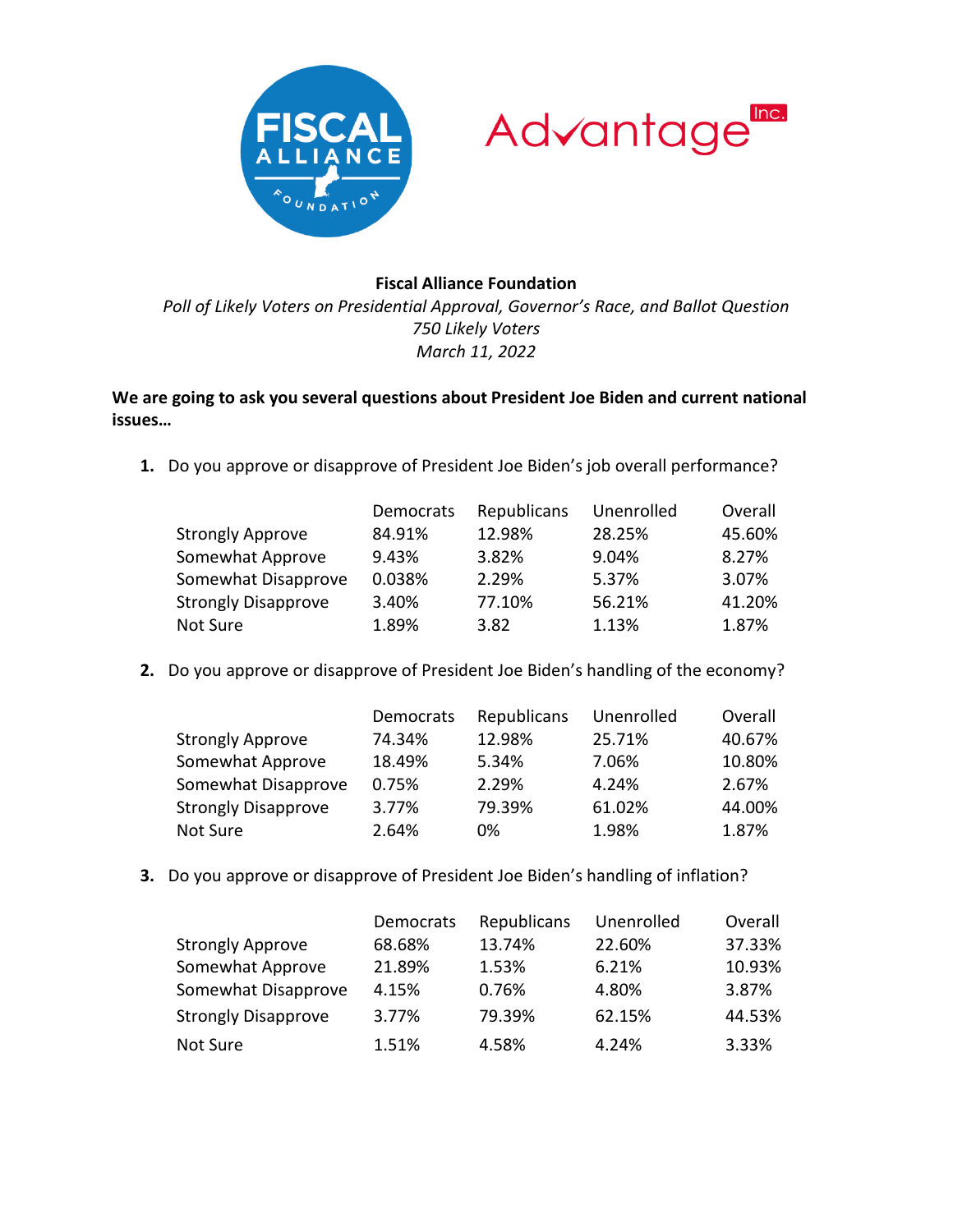**Fiscal Alliance Foundation**

*Poll of Likely Voters on Presidential Approval, Governor's Race, and Ballot Question*

*750 Likely Voters*

*March 11, 2022*

**We are going to ask you several questions about President Joe Biden and current national issues…**

1. Do you approve or disapprove of President Joe Biden's job overall performance?

| | Democrats | Republicans | Unenrolled | Overall |
|---|---|---|---|---|
| Strongly Approve | 84.91% | 12.98% | 28.25% | 45.60% |
| Somewhat Approve | 9.43% | 3.82% | 9.04% | 8.27% |
| Somewhat Disapprove | 0.038% | 2.29% | 5.37% | 3.07% |
| Strongly Disapprove | 3.40% | 77.10% | 56.21% | 41.20% |
| Not Sure | 1.89% | 3.82 | 1.13% | 1.87% |

2. Do you approve or disapprove of President Joe Biden's handling of the economy?

| | Democrats | Republicans | Unenrolled | Overall |
|---|---|---|---|---|
| Strongly Approve | 74.34% | 12.98% | 25.71% | 40.67% |
| Somewhat Approve | 18.49% | 5.34% | 7.06% | 10.80% |
| Somewhat Disapprove | 0.75% | 2.29% | 4.24% | 2.67% |
| Strongly Disapprove | 3.77% | 79.39% | 61.02% | 44.00% |
| Not Sure | 2.64% | 0% | 1.98% | 1.87% |

3. Do you approve or disapprove of President Joe Biden's handling of inflation?

| | Democrats | Republicans | Unenrolled | Overall |
|---|---|---|---|---|
| Strongly Approve | 68.68% | 13.74% | 22.60% | 37.33% |
| Somewhat Approve | 21.89% | 1.53% | 6.21% | 10.93% |
| Somewhat Disapprove | 4.15% | 0.76% | 4.80% | 3.87% |
| Strongly Disapprove | 3.77% | 79.39% | 62.15% | 44.53% |
| Not Sure | 1.51% | 4.58% | 4.24% | 3.33% |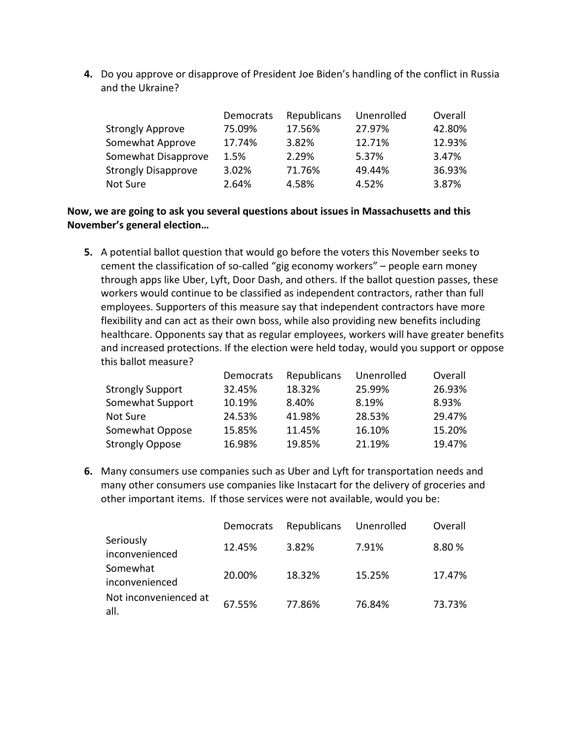4. Do you approve or disapprove of President Joe Biden's handling of the conflict in Russia and the Ukraine?

| | Democrats | Republicans | Unenrolled | Overall |
|---|---|---|---|---|
| Strongly Approve | 75.09% | 17.56% | 27.97% | 42.80% |
| Somewhat Approve | 17.74% | 3.82% | 12.71% | 12.93% |
| Somewhat Disapprove | 1.5% | 2.29% | 5.37% | 3.47% |
| Strongly Disapprove | 3.02% | 71.76% | 49.44% | 36.93% |
| Not Sure | 2.64% | 4.58% | 4.52% | 3.87% |

**Now, we are going to ask you several questions about issues in Massachusetts and this November's general election…**

5. A potential ballot question that would go before the voters this November seeks to cement the classification of so-called "gig economy workers" – people earn money through apps like Uber, Lyft, Door Dash, and others. If the ballot question passes, these workers would continue to be classified as independent contractors, rather than full employees. Supporters of this measure say that independent contractors have more flexibility and can act as their own boss, while also providing new benefits including healthcare. Opponents say that as regular employees, workers will have greater benefits and increased protections. If the election were held today, would you support or oppose this ballot measure?

| | Democrats | Republicans | Unenrolled | Overall |
|---|---|---|---|---|
| Strongly Support | 32.45% | 18.32% | 25.99% | 26.93% |
| Somewhat Support | 10.19% | 8.40% | 8.19% | 8.93% |
| Not Sure | 24.53% | 41.98% | 28.53% | 29.47% |
| Somewhat Oppose | 15.85% | 11.45% | 16.10% | 15.20% |
| Strongly Oppose | 16.98% | 19.85% | 21.19% | 19.47% |

6. Many consumers use companies such as Uber and Lyft for transportation needs and many other consumers use companies like Instacart for the delivery of groceries and other important items. If those services were not available, would you be:

| | Democrats | Republicans | Unenrolled | Overall |
|---|---|---|---|---|
| Seriously inconvenienced | 12.45% | 3.82% | 7.91% | 8.80 % |
| Somewhat inconvenienced | 20.00% | 18.32% | 15.25% | 17.47% |
| Not inconvenienced at all. | 67.55% | 77.86% | 76.84% | 73.73% |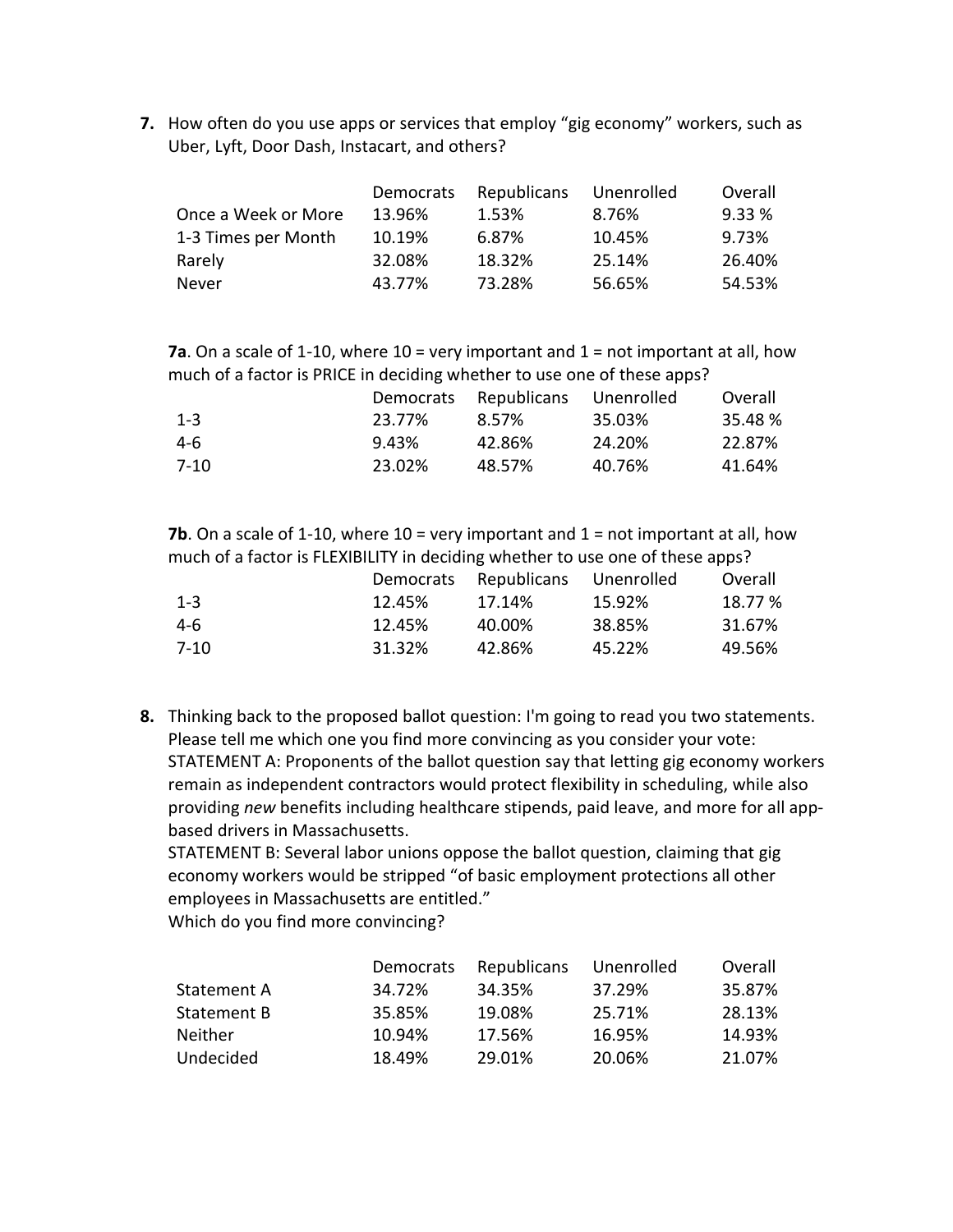7. How often do you use apps or services that employ "gig economy" workers, such as Uber, Lyft, Door Dash, Instacart, and others?

| | Democrats | Republicans | Unenrolled | Overall |
|---|---|---|---|---|
| Once a Week or More | 13.96% | 1.53% | 8.76% | 9.33 % |
| 1-3 Times per Month | 10.19% | 6.87% | 10.45% | 9.73% |
| Rarely | 32.08% | 18.32% | 25.14% | 26.40% |
| Never | 43.77% | 73.28% | 56.65% | 54.53% |

**7a**. On a scale of 1-10, where 10 = very important and 1 = not important at all, how much of a factor is PRICE in deciding whether to use one of these apps?

| | Democrats | Republicans | Unenrolled | Overall |
|---|---|---|---|---|
| 1-3 | 23.77% | 8.57% | 35.03% | 35.48 % |
| 4-6 | 9.43% | 42.86% | 24.20% | 22.87% |
| 7-10 | 23.02% | 48.57% | 40.76% | 41.64% |

**7b**. On a scale of 1-10, where 10 = very important and 1 = not important at all, how much of a factor is FLEXIBILITY in deciding whether to use one of these apps?

| | Democrats | Republicans | Unenrolled | Overall |
|---|---|---|---|---|
| 1-3 | 12.45% | 17.14% | 15.92% | 18.77 % |
| 4-6 | 12.45% | 40.00% | 38.85% | 31.67% |
| 7-10 | 31.32% | 42.86% | 45.22% | 49.56% |

8. Thinking back to the proposed ballot question: I'm going to read you two statements. Please tell me which one you find more convincing as you consider your vote:
STATEMENT A: Proponents of the ballot question say that letting gig economy workers remain as independent contractors would protect flexibility in scheduling, while also providing *new* benefits including healthcare stipends, paid leave, and more for all app-based drivers in Massachusetts.
STATEMENT B: Several labor unions oppose the ballot question, claiming that gig economy workers would be stripped "of basic employment protections all other employees in Massachusetts are entitled."
Which do you find more convincing?

| | Democrats | Republicans | Unenrolled | Overall |
|---|---|---|---|---|
| Statement A | 34.72% | 34.35% | 37.29% | 35.87% |
| Statement B | 35.85% | 19.08% | 25.71% | 28.13% |
| Neither | 10.94% | 17.56% | 16.95% | 14.93% |
| Undecided | 18.49% | 29.01% | 20.06% | 21.07% |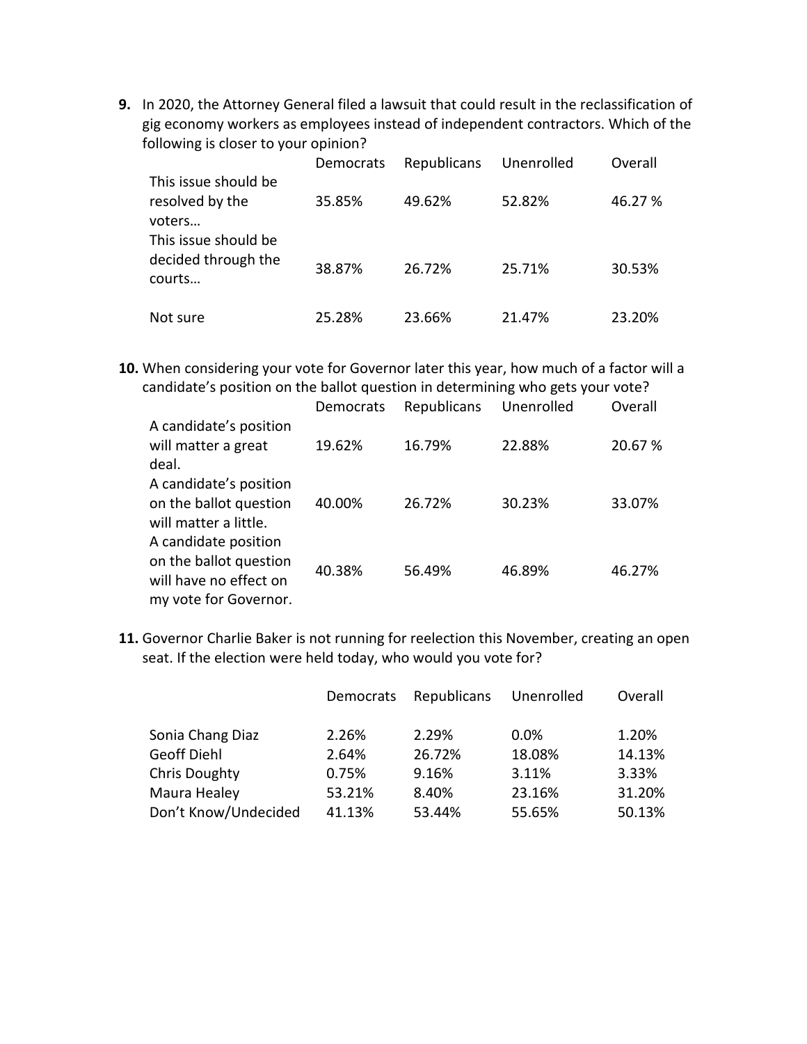**9.** In 2020, the Attorney General filed a lawsuit that could result in the reclassification of gig economy workers as employees instead of independent contractors. Which of the following is closer to your opinion?

| | Democrats | Republicans | Unenrolled | Overall |
|---|---|---|---|---|
| This issue should be resolved by the voters… | 35.85% | 49.62% | 52.82% | 46.27 % |
| This issue should be decided through the courts… | 38.87% | 26.72% | 25.71% | 30.53% |
| Not sure | 25.28% | 23.66% | 21.47% | 23.20% |

**10.** When considering your vote for Governor later this year, how much of a factor will a candidate's position on the ballot question in determining who gets your vote?

| | Democrats | Republicans | Unenrolled | Overall |
|---|---|---|---|---|
| A candidate's position will matter a great deal. | 19.62% | 16.79% | 22.88% | 20.67 % |
| A candidate's position on the ballot question will matter a little. | 40.00% | 26.72% | 30.23% | 33.07% |
| A candidate position on the ballot question will have no effect on my vote for Governor. | 40.38% | 56.49% | 46.89% | 46.27% |

**11.** Governor Charlie Baker is not running for reelection this November, creating an open seat. If the election were held today, who would you vote for?

| | Democrats | Republicans | Unenrolled | Overall |
|---|---|---|---|---|
| Sonia Chang Diaz | 2.26% | 2.29% | 0.0% | 1.20% |
| Geoff Diehl | 2.64% | 26.72% | 18.08% | 14.13% |
| Chris Doughty | 0.75% | 9.16% | 3.11% | 3.33% |
| Maura Healey | 53.21% | 8.40% | 23.16% | 31.20% |
| Don't Know/Undecided | 41.13% | 53.44% | 55.65% | 50.13% |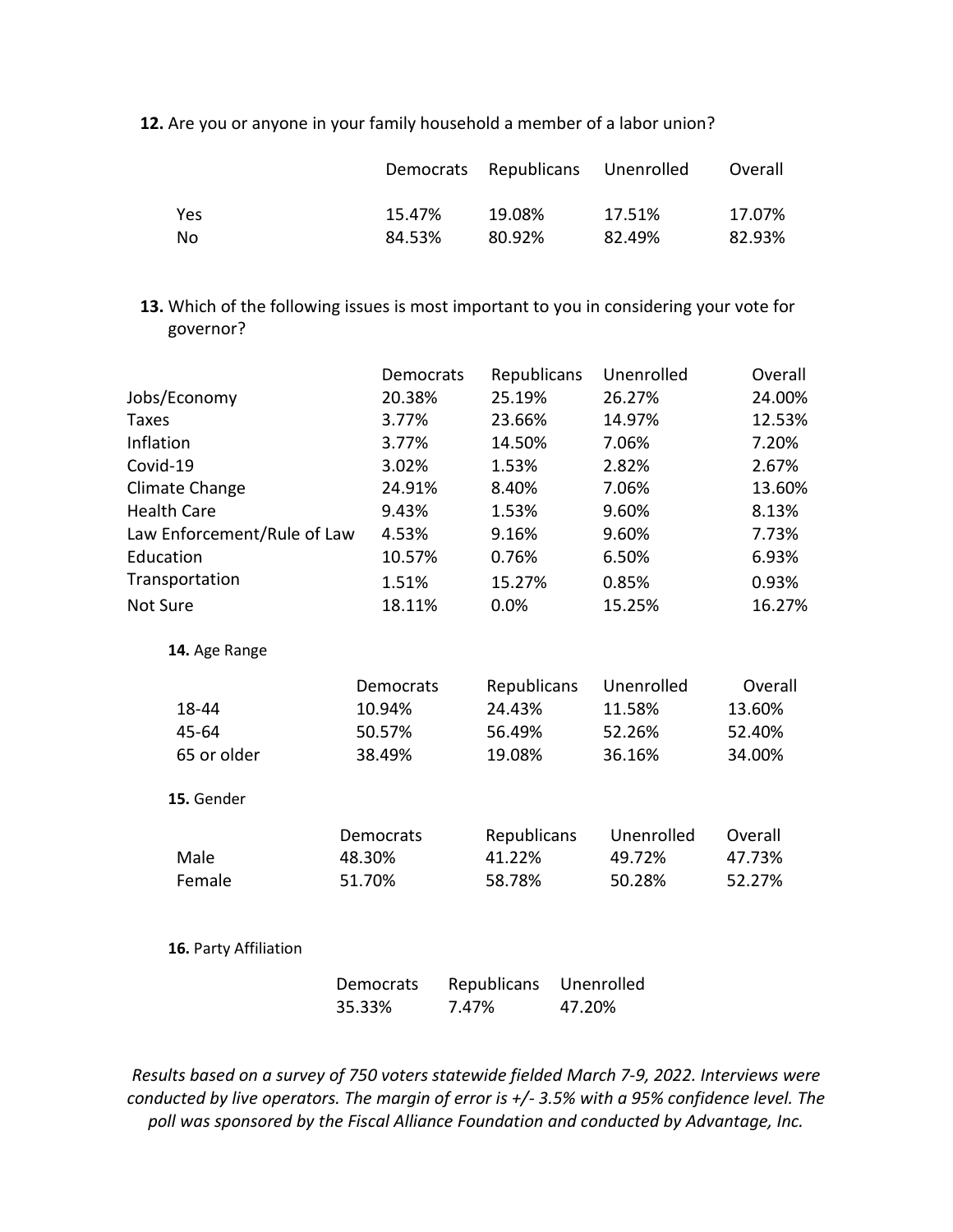**12.** Are you or anyone in your family household a member of a labor union?

| | Democrats | Republicans | Unenrolled | Overall |
|---|---|---|---|---|
| Yes | 15.47% | 19.08% | 17.51% | 17.07% |
| No | 84.53% | 80.92% | 82.49% | 82.93% |

**13.** Which of the following issues is most important to you in considering your vote for governor?

| | Democrats | Republicans | Unenrolled | Overall |
|---|---|---|---|---|
| Jobs/Economy | 20.38% | 25.19% | 26.27% | 24.00% |
| Taxes | 3.77% | 23.66% | 14.97% | 12.53% |
| Inflation | 3.77% | 14.50% | 7.06% | 7.20% |
| Covid-19 | 3.02% | 1.53% | 2.82% | 2.67% |
| Climate Change | 24.91% | 8.40% | 7.06% | 13.60% |
| Health Care | 9.43% | 1.53% | 9.60% | 8.13% |
| Law Enforcement/Rule of Law | 4.53% | 9.16% | 9.60% | 7.73% |
| Education | 10.57% | 0.76% | 6.50% | 6.93% |
| Transportation | 1.51% | 15.27% | 0.85% | 0.93% |
| Not Sure | 18.11% | 0.0% | 15.25% | 16.27% |

**14.** Age Range

| | Democrats | Republicans | Unenrolled | Overall |
|---|---|---|---|---|
| 18-44 | 10.94% | 24.43% | 11.58% | 13.60% |
| 45-64 | 50.57% | 56.49% | 52.26% | 52.40% |
| 65 or older | 38.49% | 19.08% | 36.16% | 34.00% |

**15.** Gender

| | Democrats | Republicans | Unenrolled | Overall |
|---|---|---|---|---|
| Male | 48.30% | 41.22% | 49.72% | 47.73% |
| Female | 51.70% | 58.78% | 50.28% | 52.27% |

**16.** Party Affiliation

| Democrats | Republicans | Unenrolled |
|---|---|---|
| 35.33% | 7.47% | 47.20% |

*Results based on a survey of 750 voters statewide fielded March 7-9, 2022. Interviews were conducted by live operators. The margin of error is +/- 3.5% with a 95% confidence level. The poll was sponsored by the Fiscal Alliance Foundation and conducted by Advantage, Inc.*